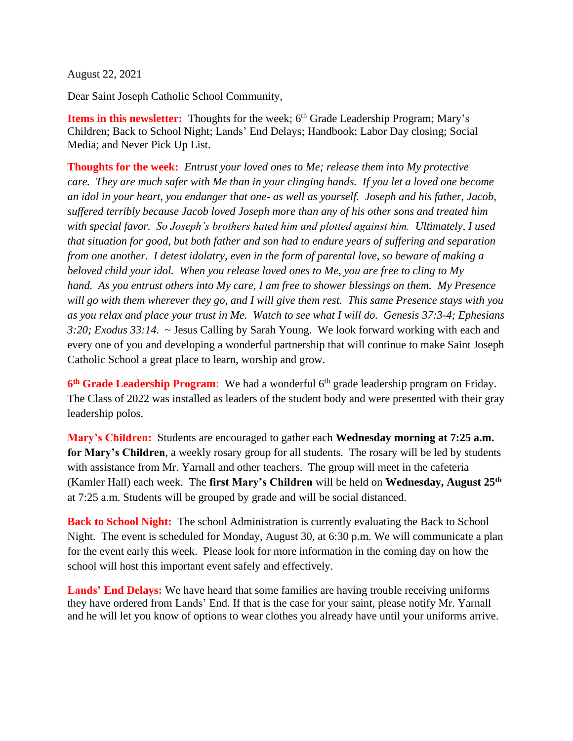August 22, 2021

Dear Saint Joseph Catholic School Community,

**Items in this newsletter:** Thoughts for the week; 6th Grade Leadership Program; Mary's Children; Back to School Night; Lands' End Delays; Handbook; Labor Day closing; Social Media; and Never Pick Up List.

**Thoughts for the week:** *Entrust your loved ones to Me; release them into My protective care. They are much safer with Me than in your clinging hands. If you let a loved one become an idol in your heart, you endanger that one- as well as yourself. Joseph and his father, Jacob, suffered terribly because Jacob loved Joseph more than any of his other sons and treated him with special favor. So Joseph's brothers hated him and plotted against him. Ultimately, I used that situation for good, but both father and son had to endure years of suffering and separation from one another. I detest idolatry, even in the form of parental love, so beware of making a beloved child your idol. When you release loved ones to Me, you are free to cling to My hand. As you entrust others into My care, I am free to shower blessings on them. My Presence will go with them wherever they go, and I will give them rest. This same Presence stays with you as you relax and place your trust in Me. Watch to see what I will do. Genesis 37:3-4; Ephesians 3:20; Exodus 33:14.* ~ Jesus Calling by Sarah Young. We look forward working with each and every one of you and developing a wonderful partnership that will continue to make Saint Joseph Catholic School a great place to learn, worship and grow.

**6th Grade Leadership Program**: We had a wonderful 6th grade leadership program on Friday. The Class of 2022 was installed as leaders of the student body and were presented with their gray leadership polos.

**Mary's Children:** Students are encouraged to gather each **Wednesday morning at 7:25 a.m. for Mary's Children**, a weekly rosary group for all students. The rosary will be led by students with assistance from Mr. Yarnall and other teachers. The group will meet in the cafeteria (Kamler Hall) each week. The **first Mary's Children** will be held on **Wednesday, August 25th** at 7:25 a.m. Students will be grouped by grade and will be social distanced.

**Back to School Night:** The school Administration is currently evaluating the Back to School Night. The event is scheduled for Monday, August 30, at 6:30 p.m. We will communicate a plan for the event early this week. Please look for more information in the coming day on how the school will host this important event safely and effectively.

**Lands' End Delays:** We have heard that some families are having trouble receiving uniforms they have ordered from Lands' End. If that is the case for your saint, please notify Mr. Yarnall and he will let you know of options to wear clothes you already have until your uniforms arrive.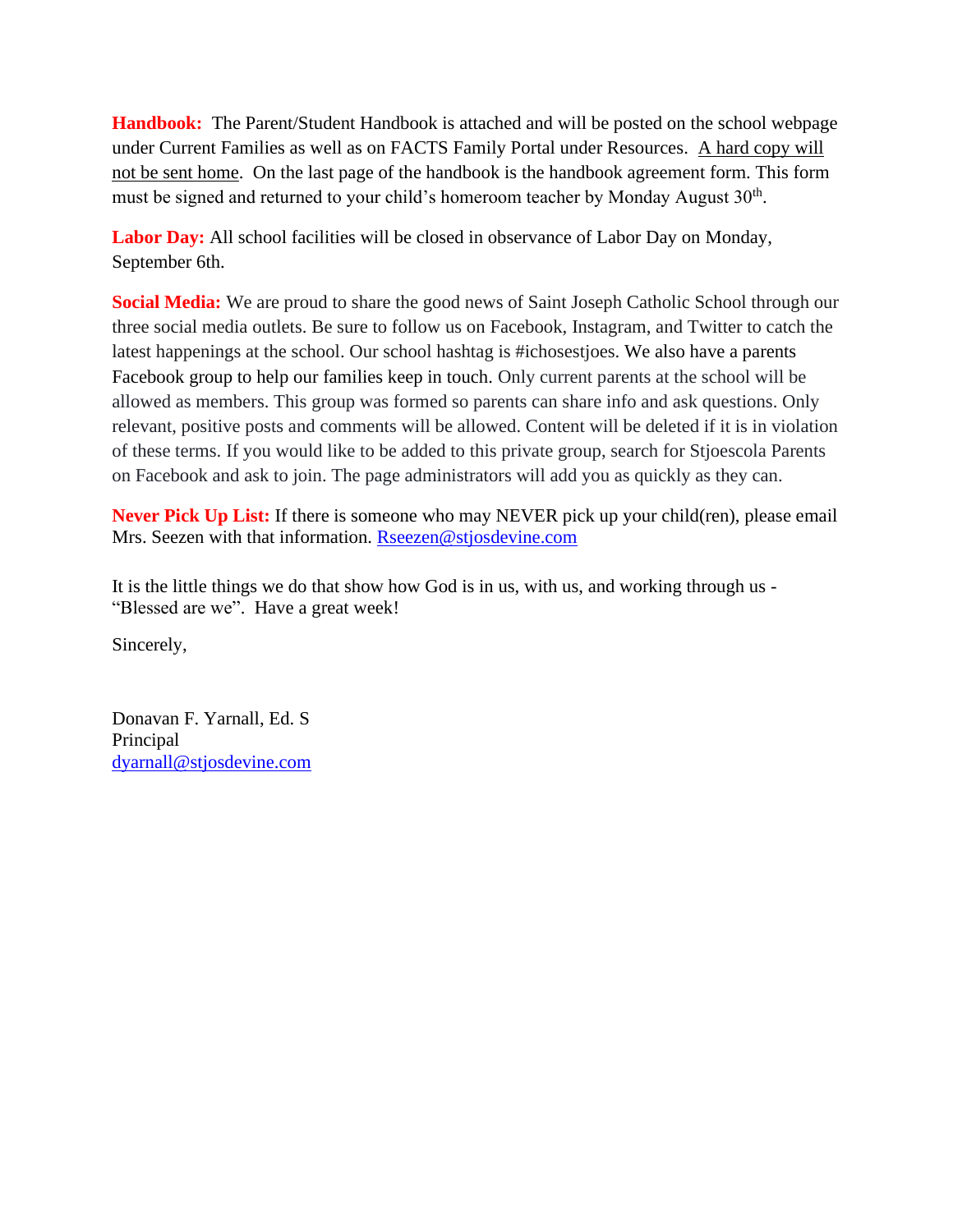**Handbook:** The Parent/Student Handbook is attached and will be posted on the school webpage under Current Families as well as on FACTS Family Portal under Resources. A hard copy will not be sent home. On the last page of the handbook is the handbook agreement form. This form must be signed and returned to your child's homeroom teacher by Monday August 30th.

**Labor Day:** All school facilities will be closed in observance of Labor Day on Monday, September 6th.

**Social Media:** We are proud to share the good news of Saint Joseph Catholic School through our three social media outlets. Be sure to follow us on Facebook, Instagram, and Twitter to catch the latest happenings at the school. Our school hashtag is #ichosestjoes. We also have a parents Facebook group to help our families keep in touch. Only current parents at the school will be allowed as members. This group was formed so parents can share info and ask questions. Only relevant, positive posts and comments will be allowed. Content will be deleted if it is in violation of these terms. If you would like to be added to this private group, search for Stjoescola Parents on Facebook and ask to join. The page administrators will add you as quickly as they can.

**Never Pick Up List:** If there is someone who may NEVER pick up your child(ren), please email Mrs. Seezen with that information. Rseezen@stjosdevine.com

It is the little things we do that show how God is in us, with us, and working through us - "Blessed are we". Have a great week!

Sincerely,

Donavan F. Yarnall, Ed. S
Principal
dyarnall@stjosdevine.com